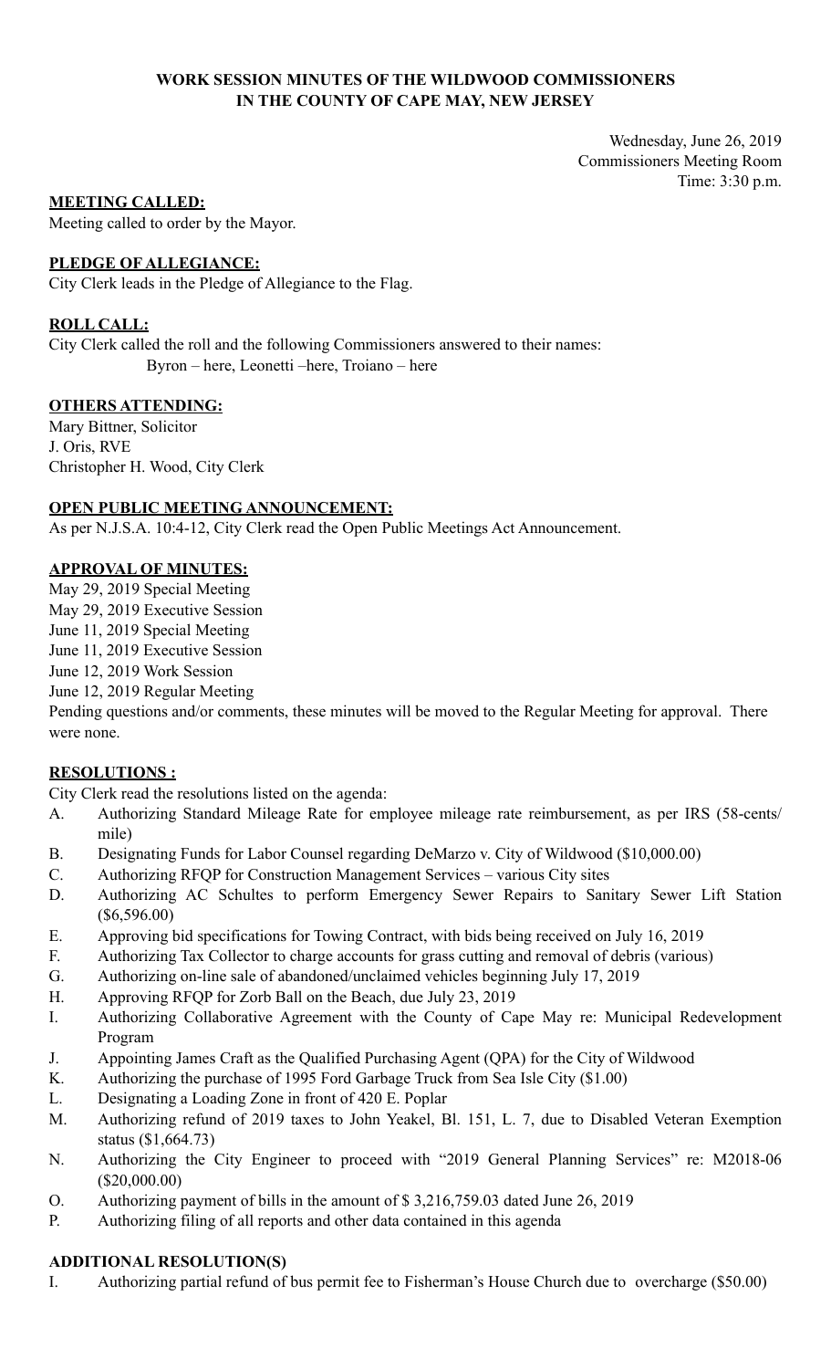**WORK SESSION MINUTES OF THE WILDWOOD COMMISSIONERS**
**IN THE COUNTY OF CAPE MAY, NEW JERSEY**

Wednesday, June 26, 2019
Commissioners Meeting Room
Time: 3:30 p.m.

**MEETING CALLED:**

Meeting called to order by the Mayor.

**PLEDGE OF ALLEGIANCE:**

City Clerk leads in the Pledge of Allegiance to the Flag.

**ROLL CALL:**

City Clerk called the roll and the following Commissioners answered to their names:
Byron – here, Leonetti –here, Troiano – here

**OTHERS ATTENDING:**

Mary Bittner, Solicitor
J. Oris, RVE
Christopher H. Wood, City Clerk

**OPEN PUBLIC MEETING ANNOUNCEMENT:**

As per N.J.S.A. 10:4-12, City Clerk read the Open Public Meetings Act Announcement.

**APPROVAL OF MINUTES:**

May 29, 2019 Special Meeting
May 29, 2019 Executive Session
June 11, 2019 Special Meeting
June 11, 2019 Executive Session
June 12, 2019 Work Session
June 12, 2019 Regular Meeting
Pending questions and/or comments, these minutes will be moved to the Regular Meeting for approval. There were none.

**RESOLUTIONS :**

City Clerk read the resolutions listed on the agenda:

A. Authorizing Standard Mileage Rate for employee mileage rate reimbursement, as per IRS (58-cents/ mile)
B. Designating Funds for Labor Counsel regarding DeMarzo v. City of Wildwood ($10,000.00)
C. Authorizing RFQP for Construction Management Services – various City sites
D. Authorizing AC Schultes to perform Emergency Sewer Repairs to Sanitary Sewer Lift Station ($6,596.00)
E. Approving bid specifications for Towing Contract, with bids being received on July 16, 2019
F. Authorizing Tax Collector to charge accounts for grass cutting and removal of debris (various)
G. Authorizing on-line sale of abandoned/unclaimed vehicles beginning July 17, 2019
H. Approving RFQP for Zorb Ball on the Beach, due July 23, 2019
I. Authorizing Collaborative Agreement with the County of Cape May re: Municipal Redevelopment Program
J. Appointing James Craft as the Qualified Purchasing Agent (QPA) for the City of Wildwood
K. Authorizing the purchase of 1995 Ford Garbage Truck from Sea Isle City ($1.00)
L. Designating a Loading Zone in front of 420 E. Poplar
M. Authorizing refund of 2019 taxes to John Yeakel, Bl. 151, L. 7, due to Disabled Veteran Exemption status ($1,664.73)
N. Authorizing the City Engineer to proceed with "2019 General Planning Services" re: M2018-06 ($20,000.00)
O. Authorizing payment of bills in the amount of $ 3,216,759.03 dated June 26, 2019
P. Authorizing filing of all reports and other data contained in this agenda

**ADDITIONAL RESOLUTION(S)**

I. Authorizing partial refund of bus permit fee to Fisherman's House Church due to overcharge ($50.00)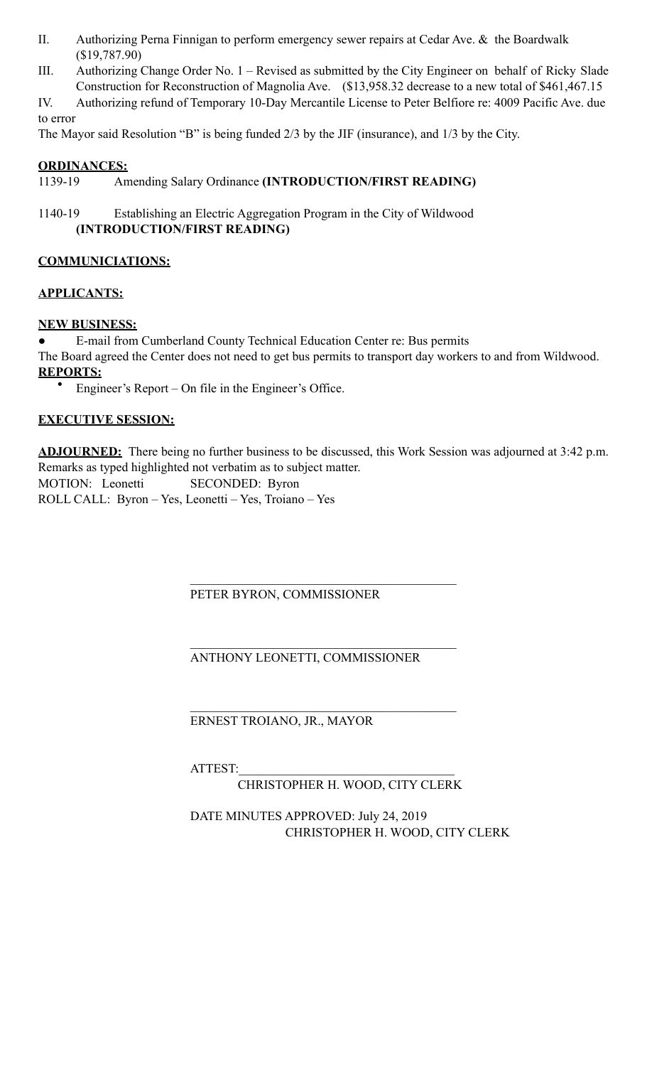II. Authorizing Perna Finnigan to perform emergency sewer repairs at Cedar Ave. & the Boardwalk ($19,787.90)

III. Authorizing Change Order No. 1 – Revised as submitted by the City Engineer on behalf of Ricky Slade Construction for Reconstruction of Magnolia Ave. ($13,958.32 decrease to a new total of $461,467.15

IV. Authorizing refund of Temporary 10-Day Mercantile License to Peter Belfiore re: 4009 Pacific Ave. due to error

The Mayor said Resolution "B" is being funded 2/3 by the JIF (insurance), and 1/3 by the City.

**ORDINANCES:**

1139-19 Amending Salary Ordinance **(INTRODUCTION/FIRST READING)**

1140-19 Establishing an Electric Aggregation Program in the City of Wildwood **(INTRODUCTION/FIRST READING)**

**COMMUNICIATIONS:**

**APPLICANTS:**

**NEW BUSINESS:**

- E-mail from Cumberland County Technical Education Center re: Bus permits

The Board agreed the Center does not need to get bus permits to transport day workers to and from Wildwood.

**REPORTS:**

- Engineer's Report – On file in the Engineer's Office.

**EXECUTIVE SESSION:**

**ADJOURNED:** There being no further business to be discussed, this Work Session was adjourned at 3:42 p.m.
Remarks as typed highlighted not verbatim as to subject matter.

MOTION: Leonetti SECONDED: Byron

ROLL CALL: Byron – Yes, Leonetti – Yes, Troiano – Yes

\_\_\_\_\_\_\_\_\_\_\_\_\_\_\_\_\_\_\_\_\_\_\_\_\_\_\_\_\_\_\_\_\_\_\_\_\_\_\_\_
PETER BYRON, COMMISSIONER

\_\_\_\_\_\_\_\_\_\_\_\_\_\_\_\_\_\_\_\_\_\_\_\_\_\_\_\_\_\_\_\_\_\_\_\_\_\_\_\_
ANTHONY LEONETTI, COMMISSIONER

\_\_\_\_\_\_\_\_\_\_\_\_\_\_\_\_\_\_\_\_\_\_\_\_\_\_\_\_\_\_\_\_\_\_\_\_\_\_\_\_
ERNEST TROIANO, JR., MAYOR

ATTEST:\_\_\_\_\_\_\_\_\_\_\_\_\_\_\_\_\_\_\_\_\_\_\_\_\_\_\_\_\_\_\_\_
CHRISTOPHER H. WOOD, CITY CLERK

DATE MINUTES APPROVED: July 24, 2019
CHRISTOPHER H. WOOD, CITY CLERK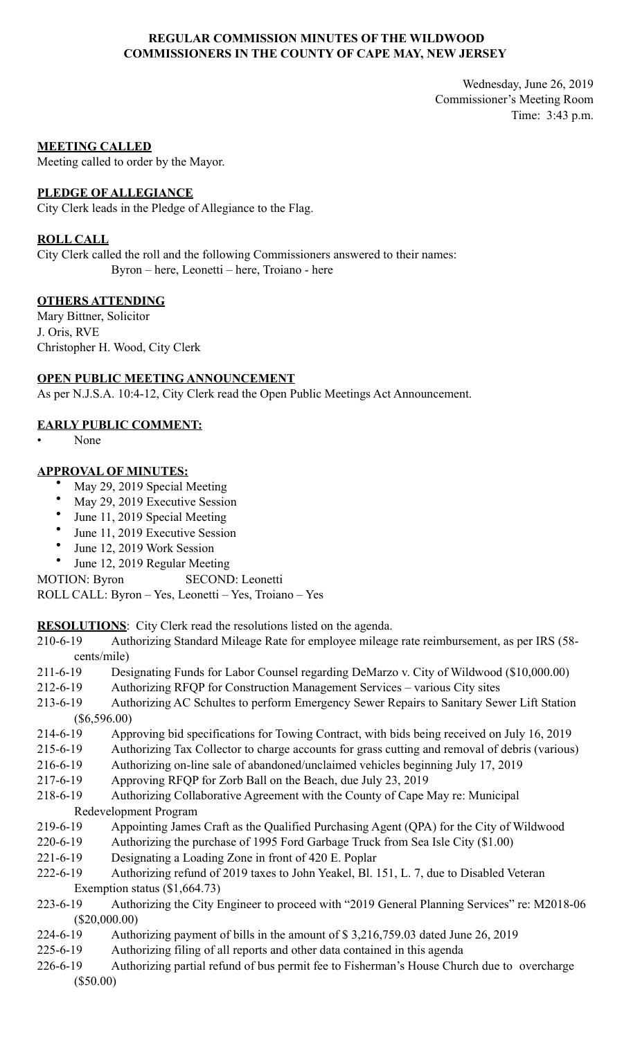**REGULAR COMMISSION MINUTES OF THE WILDWOOD COMMISSIONERS IN THE COUNTY OF CAPE MAY, NEW JERSEY**

Wednesday, June 26, 2019
Commissioner's Meeting Room
Time: 3:43 p.m.

**MEETING CALLED**

Meeting called to order by the Mayor.

**PLEDGE OF ALLEGIANCE**

City Clerk leads in the Pledge of Allegiance to the Flag.

**ROLL CALL**

City Clerk called the roll and the following Commissioners answered to their names:
Byron – here, Leonetti – here, Troiano - here

**OTHERS ATTENDING**

Mary Bittner, Solicitor
J. Oris, RVE
Christopher H. Wood, City Clerk

**OPEN PUBLIC MEETING ANNOUNCEMENT**

As per N.J.S.A. 10:4-12, City Clerk read the Open Public Meetings Act Announcement.

**EARLY PUBLIC COMMENT:**

- None

**APPROVAL OF MINUTES:**

- May 29, 2019 Special Meeting
- May 29, 2019 Executive Session
- June 11, 2019 Special Meeting
- June 11, 2019 Executive Session
- June 12, 2019 Work Session
- June 12, 2019 Regular Meeting

MOTION: Byron SECOND: Leonetti
ROLL CALL: Byron – Yes, Leonetti – Yes, Troiano – Yes

**RESOLUTIONS**: City Clerk read the resolutions listed on the agenda.

210-6-19 Authorizing Standard Mileage Rate for employee mileage rate reimbursement, as per IRS (58-cents/mile)
211-6-19 Designating Funds for Labor Counsel regarding DeMarzo v. City of Wildwood ($10,000.00)
212-6-19 Authorizing RFQP for Construction Management Services – various City sites
213-6-19 Authorizing AC Schultes to perform Emergency Sewer Repairs to Sanitary Sewer Lift Station ($6,596.00)
214-6-19 Approving bid specifications for Towing Contract, with bids being received on July 16, 2019
215-6-19 Authorizing Tax Collector to charge accounts for grass cutting and removal of debris (various)
216-6-19 Authorizing on-line sale of abandoned/unclaimed vehicles beginning July 17, 2019
217-6-19 Approving RFQP for Zorb Ball on the Beach, due July 23, 2019
218-6-19 Authorizing Collaborative Agreement with the County of Cape May re: Municipal Redevelopment Program
219-6-19 Appointing James Craft as the Qualified Purchasing Agent (QPA) for the City of Wildwood
220-6-19 Authorizing the purchase of 1995 Ford Garbage Truck from Sea Isle City ($1.00)
221-6-19 Designating a Loading Zone in front of 420 E. Poplar
222-6-19 Authorizing refund of 2019 taxes to John Yeakel, Bl. 151, L. 7, due to Disabled Veteran Exemption status ($1,664.73)
223-6-19 Authorizing the City Engineer to proceed with "2019 General Planning Services" re: M2018-06 ($20,000.00)
224-6-19 Authorizing payment of bills in the amount of $ 3,216,759.03 dated June 26, 2019
225-6-19 Authorizing filing of all reports and other data contained in this agenda
226-6-19 Authorizing partial refund of bus permit fee to Fisherman's House Church due to overcharge ($50.00)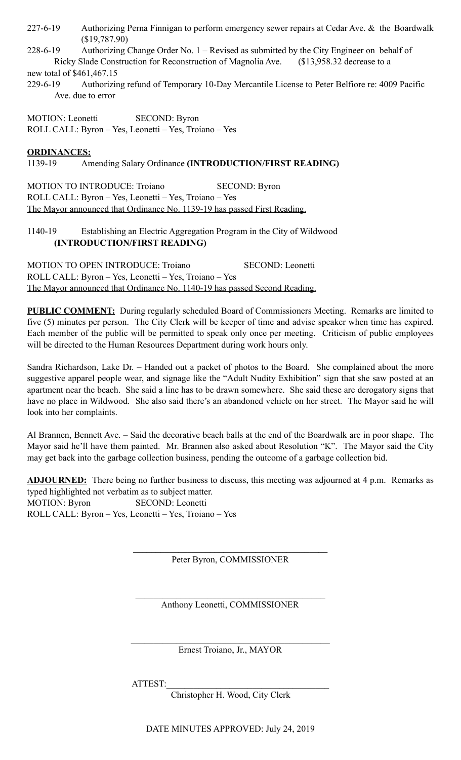227-6-19 Authorizing Perna Finnigan to perform emergency sewer repairs at Cedar Ave. & the Boardwalk ($19,787.90)

228-6-19 Authorizing Change Order No. 1 – Revised as submitted by the City Engineer on behalf of Ricky Slade Construction for Reconstruction of Magnolia Ave. ($13,958.32 decrease to a new total of $461,467.15

229-6-19 Authorizing refund of Temporary 10-Day Mercantile License to Peter Belfiore re: 4009 Pacific Ave. due to error

MOTION: Leonetti SECOND: Byron
ROLL CALL: Byron – Yes, Leonetti – Yes, Troiano – Yes

**ORDINANCES:**

1139-19 Amending Salary Ordinance **(INTRODUCTION/FIRST READING)**

MOTION TO INTRODUCE: Troiano SECOND: Byron
ROLL CALL: Byron – Yes, Leonetti – Yes, Troiano – Yes
The Mayor announced that Ordinance No. 1139-19 has passed First Reading.

1140-19 Establishing an Electric Aggregation Program in the City of Wildwood **(INTRODUCTION/FIRST READING)**

MOTION TO OPEN INTRODUCE: Troiano SECOND: Leonetti
ROLL CALL: Byron – Yes, Leonetti – Yes, Troiano – Yes
The Mayor announced that Ordinance No. 1140-19 has passed Second Reading.

**PUBLIC COMMENT:** During regularly scheduled Board of Commissioners Meeting. Remarks are limited to five (5) minutes per person. The City Clerk will be keeper of time and advise speaker when time has expired. Each member of the public will be permitted to speak only once per meeting. Criticism of public employees will be directed to the Human Resources Department during work hours only.

Sandra Richardson, Lake Dr. – Handed out a packet of photos to the Board. She complained about the more suggestive apparel people wear, and signage like the "Adult Nudity Exhibition" sign that she saw posted at an apartment near the beach. She said a line has to be drawn somewhere. She said these are derogatory signs that have no place in Wildwood. She also said there's an abandoned vehicle on her street. The Mayor said he will look into her complaints.

Al Brannen, Bennett Ave. – Said the decorative beach balls at the end of the Boardwalk are in poor shape. The Mayor said he'll have them painted. Mr. Brannen also asked about Resolution "K". The Mayor said the City may get back into the garbage collection business, pending the outcome of a garbage collection bid.

**ADJOURNED:** There being no further business to discuss, this meeting was adjourned at 4 p.m. Remarks as typed highlighted not verbatim as to subject matter.
MOTION: Byron SECOND: Leonetti
ROLL CALL: Byron – Yes, Leonetti – Yes, Troiano – Yes

\_\_\_\_\_\_\_\_\_\_\_\_\_\_\_\_\_\_\_\_\_\_\_\_\_\_\_\_\_\_\_\_\_\_\_\_\_\_\_\_
Peter Byron, COMMISSIONER

\_\_\_\_\_\_\_\_\_\_\_\_\_\_\_\_\_\_\_\_\_\_\_\_\_\_\_\_\_\_\_\_\_\_\_\_\_\_\_\_
Anthony Leonetti, COMMISSIONER

\_\_\_\_\_\_\_\_\_\_\_\_\_\_\_\_\_\_\_\_\_\_\_\_\_\_\_\_\_\_\_\_\_\_\_\_\_\_\_\_
Ernest Troiano, Jr., MAYOR

ATTEST:\_\_\_\_\_\_\_\_\_\_\_\_\_\_\_\_\_\_\_\_\_\_\_\_\_\_\_\_\_\_\_\_\_\_
Christopher H. Wood, City Clerk

DATE MINUTES APPROVED: July 24, 2019